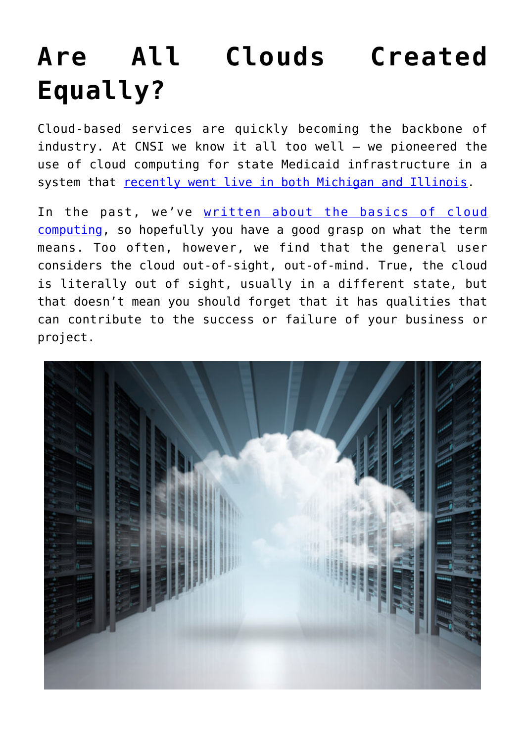# Are All Clouds Created Equally?

Cloud-based services are quickly becoming the backbone of industry. At CNSI we know it all too well – we pioneered the use of cloud computing for state Medicaid infrastructure in a system that recently went live in both Michigan and Illinois.

In the past, we've written about the basics of cloud computing, so hopefully you have a good grasp on what the term means. Too often, however, we find that the general user considers the cloud out-of-sight, out-of-mind. True, the cloud is literally out of sight, usually in a different state, but that doesn't mean you should forget that it has qualities that can contribute to the success or failure of your business or project.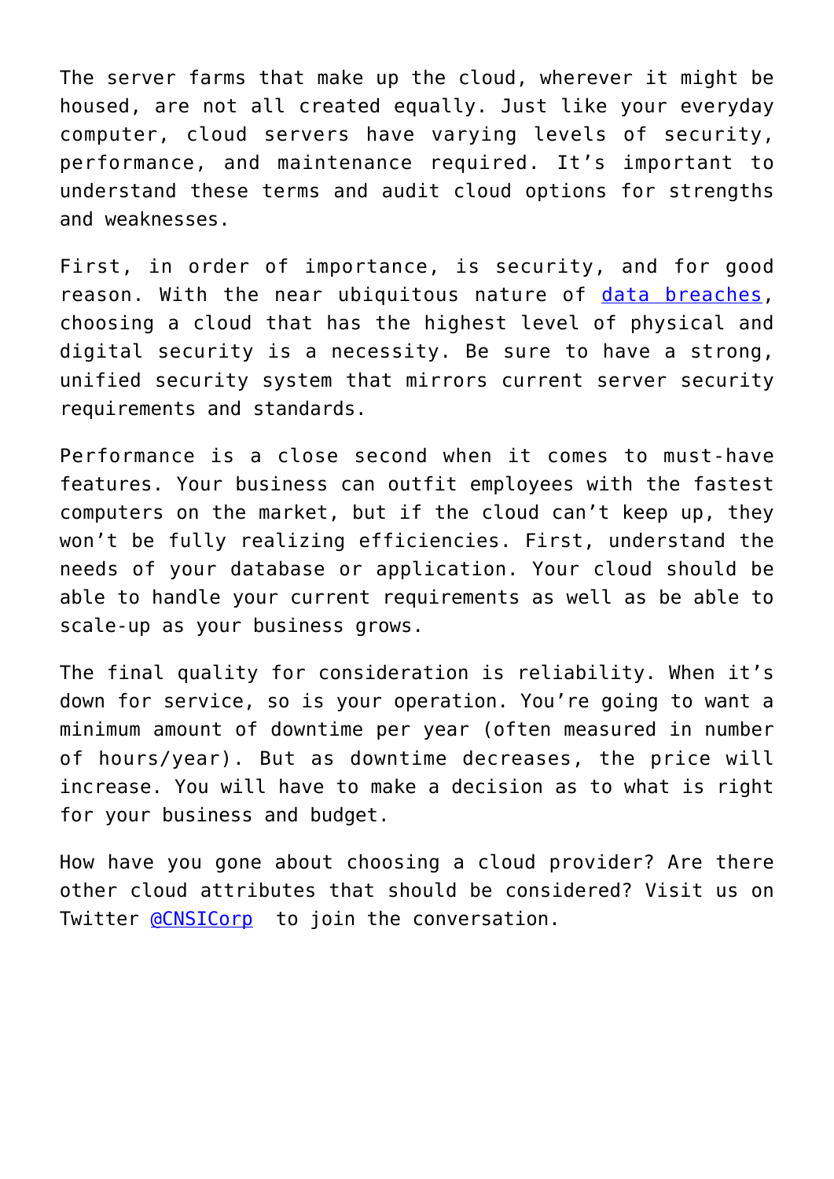The server farms that make up the cloud, wherever it might be housed, are not all created equally. Just like your everyday computer, cloud servers have varying levels of security, performance, and maintenance required. It's important to understand these terms and audit cloud options for strengths and weaknesses.

First, in order of importance, is security, and for good reason. With the near ubiquitous nature of data breaches, choosing a cloud that has the highest level of physical and digital security is a necessity. Be sure to have a strong, unified security system that mirrors current server security requirements and standards.

Performance is a close second when it comes to must-have features. Your business can outfit employees with the fastest computers on the market, but if the cloud can't keep up, they won't be fully realizing efficiencies. First, understand the needs of your database or application. Your cloud should be able to handle your current requirements as well as be able to scale-up as your business grows.

The final quality for consideration is reliability. When it's down for service, so is your operation. You're going to want a minimum amount of downtime per year (often measured in number of hours/year). But as downtime decreases, the price will increase. You will have to make a decision as to what is right for your business and budget.

How have you gone about choosing a cloud provider? Are there other cloud attributes that should be considered? Visit us on Twitter @CNSICorp to join the conversation.